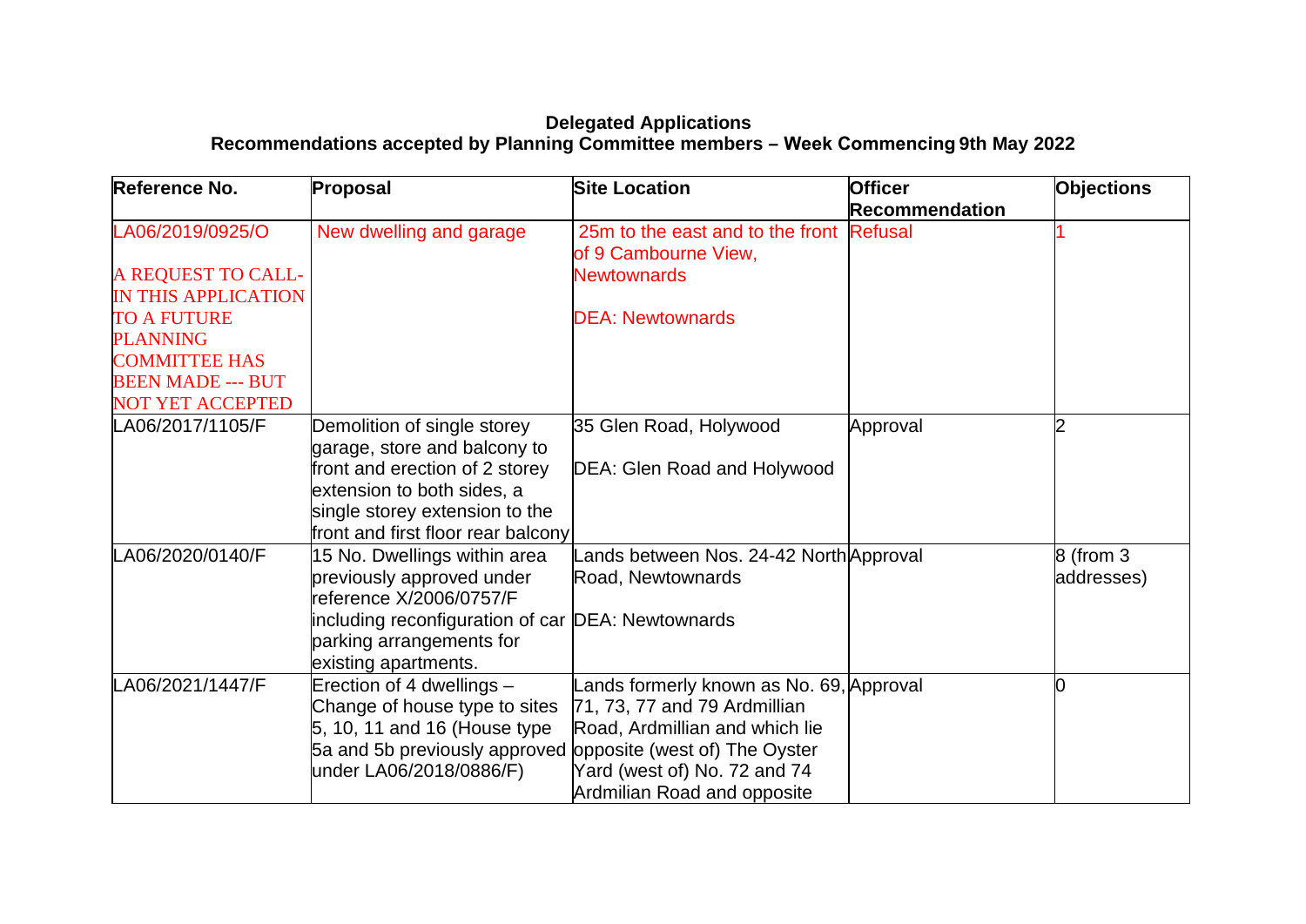**Delegated Applications**
**Recommendations accepted by Planning Committee members – Week Commencing 9th May 2022**

| Reference No. | Proposal | Site Location | Officer Recommendation | Objections |
|---|---|---|---|---|
| LA06/2019/0925/O<br><br>A REQUEST TO CALL-IN THIS APPLICATION TO A FUTURE PLANNING COMMITTEE HAS BEEN MADE --- BUT NOT YET ACCEPTED | New dwelling and garage | 25m to the east and to the front of 9 Cambourne View, Newtownards<br><br>DEA: Newtownards | Refusal | 1 |
| LA06/2017/1105/F | Demolition of single storey garage, store and balcony to front and erection of 2 storey extension to both sides, a single storey extension to the front and first floor rear balcony | 35 Glen Road, Holywood<br><br>DEA: Glen Road and Holywood | Approval | 2 |
| LA06/2020/0140/F | 15 No. Dwellings within area previously approved under reference X/2006/0757/F including reconfiguration of car parking arrangements for existing apartments. | Lands between Nos. 24-42 North Road, Newtownards<br><br>DEA: Newtownards | Approval | 8 (from 3 addresses) |
| LA06/2021/1447/F | Erection of 4 dwellings – Change of house type to sites 5, 10, 11 and 16 (House type 5a and 5b previously approved under LA06/2018/0886/F) | Lands formerly known as No. 69, 71, 73, 77 and 79 Ardmillian Road, Ardmillian and which lie opposite (west of) The Oyster Yard (west of) No. 72 and 74 Ardmilian Road and opposite | Approval | 0 |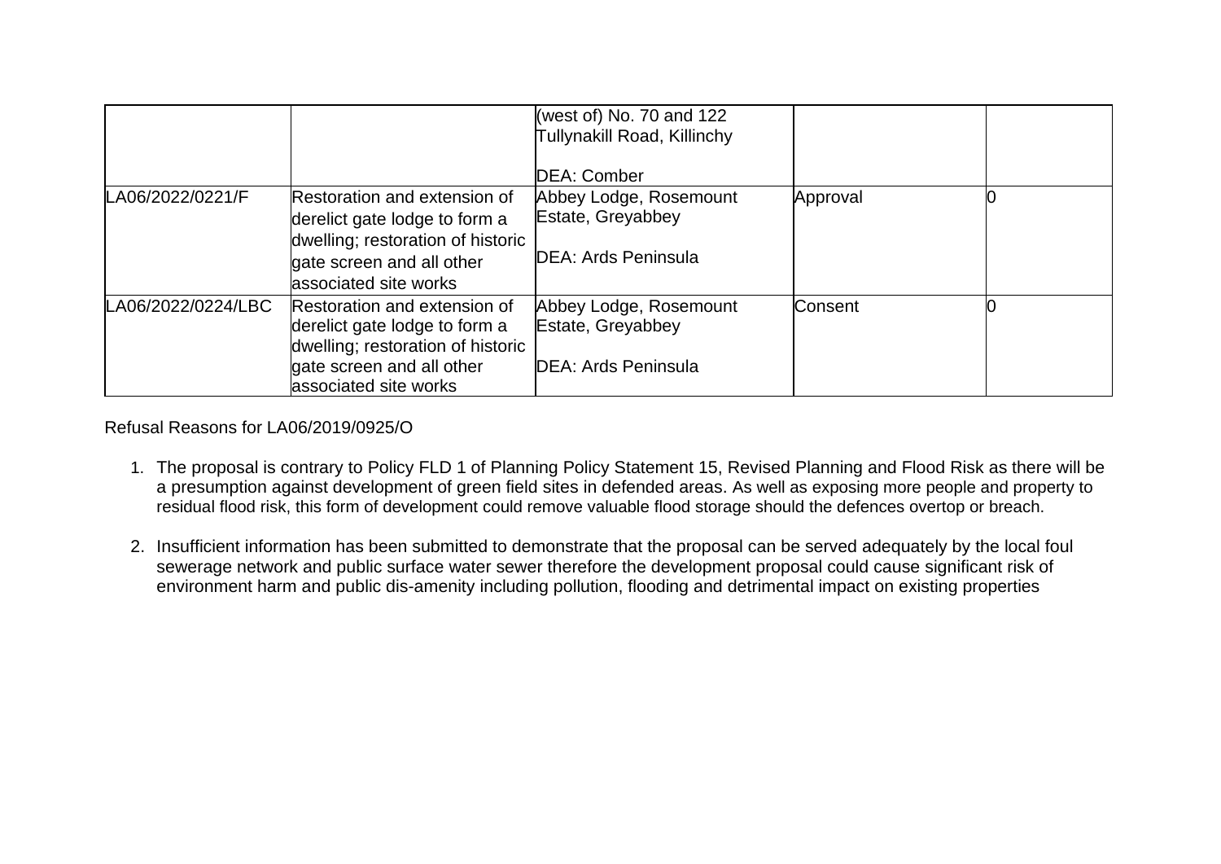| | | | | |
|---|---|---|---|---|
| | | (west of) No. 70 and 122 Tullynakill Road, Killinchy<br><br>DEA: Comber | | |
| LA06/2022/0221/F | Restoration and extension of derelict gate lodge to form a dwelling; restoration of historic gate screen and all other associated site works | Abbey Lodge, Rosemount Estate, Greyabbey<br><br>DEA: Ards Peninsula | Approval | 0 |
| LA06/2022/0224/LBC | Restoration and extension of derelict gate lodge to form a dwelling; restoration of historic gate screen and all other associated site works | Abbey Lodge, Rosemount Estate, Greyabbey<br><br>DEA: Ards Peninsula | Consent | 0 |

Refusal Reasons for LA06/2019/0925/O

1. The proposal is contrary to Policy FLD 1 of Planning Policy Statement 15, Revised Planning and Flood Risk as there will be a presumption against development of green field sites in defended areas. As well as exposing more people and property to residual flood risk, this form of development could remove valuable flood storage should the defences overtop or breach.

2. Insufficient information has been submitted to demonstrate that the proposal can be served adequately by the local foul sewerage network and public surface water sewer therefore the development proposal could cause significant risk of environment harm and public dis-amenity including pollution, flooding and detrimental impact on existing properties